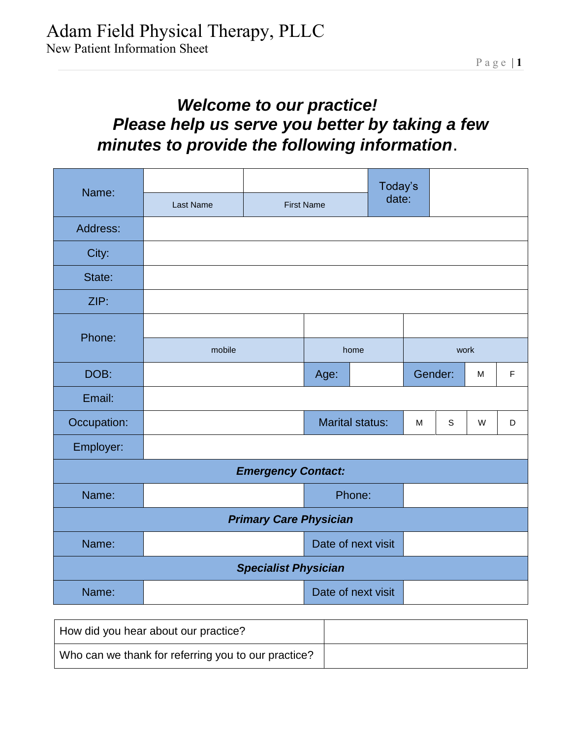# Adam Field Physical Therapy, PLLC

New Patient Information Sheet

***Welcome to our practice!***

***Please help us serve you better by taking a few minutes to provide the following information.***

| Name: | | | | Today's date: | | | |
|---|---|---|---|---|---|---|---|
| | Last Name | First Name | | | | | |
| Address: | | | | | | | |
| City: | | | | | | | |
| State: | | | | | | | |
| ZIP: | | | | | | | |
| Phone: | | | | | | | |
| | mobile | home | | work | | | |
| DOB: | | Age: | | Gender: | M | F | |
| Email: | | | | | | | |
| Occupation: | | Marital status: | M | S | W | D | |
| Employer: | | | | | | | |
| ***Emergency Contact:*** | | | | | | | |
| Name: | | Phone: | | | | | |
| ***Primary Care Physician*** | | | | | | | |
| Name: | | Date of next visit | | | | | |
| ***Specialist Physician*** | | | | | | | |
| Name: | | Date of next visit | | | | | |

| How did you hear about our practice? | |
|---|---|
| Who can we thank for referring you to our practice? | |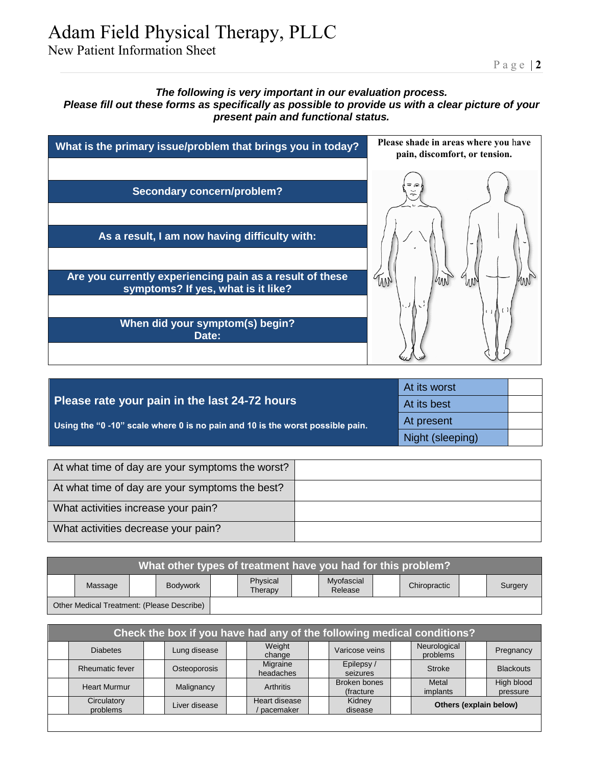# Adam Field Physical Therapy, PLLC

New Patient Information Sheet

***The following is very important in our evaluation process.***
***Please fill out these forms as specifically as possible to provide us with a clear picture of your present pain and functional status.***

| What is the primary issue/problem that brings you in today? | Please shade in areas where you have pain, discomfort, or tension. |
|---|---|
| | |
| **Secondary concern/problem?** | |
| | |
| **As a result, I am now having difficulty with:** | |
| | |
| **Are you currently experiencing pain as a result of these symptoms? If yes, what is it like?** | |
| | |
| **When did your symptom(s) begin? Date:** | |
| | |

| Please rate your pain in the last 24-72 hours | | |
|---|---|---|
| Using the "0 -10" scale where 0 is no pain and 10 is the worst possible pain. | At its worst | |
| | At its best | |
| | At present | |
| | Night (sleeping) | |

| | |
|---|---|
| At what time of day are your symptoms the worst? | |
| At what time of day are your symptoms the best? | |
| What activities increase your pain? | |
| What activities decrease your pain? | |

| What other types of treatment have you had for this problem? | | | | | | | | | | | |
|---|---|---|---|---|---|---|---|---|---|---|---|
| | Massage | | Bodywork | | Physical Therapy | | Myofascial Release | | Chiropractic | | Surgery |
| Other Medical Treatment: (Please Describe) | | | | | | | | | | | |

| Check the box if you have had any of the following medical conditions? | | | | | | | | | | | |
|---|---|---|---|---|---|---|---|---|---|---|---|
| | Diabetes | | Lung disease | | Weight change | | Varicose veins | | Neurological problems | | Pregnancy |
| | Rheumatic fever | | Osteoporosis | | Migraine headaches | | Epilepsy / seizures | | Stroke | | Blackouts |
| | Heart Murmur | | Malignancy | | Arthritis | | Broken bones (fracture | | Metal implants | | High blood pressure |
| | Circulatory problems | | Liver disease | | Heart disease / pacemaker | | Kidney disease | | **Others (explain below)** | | |
| | | | | | | | | | | | |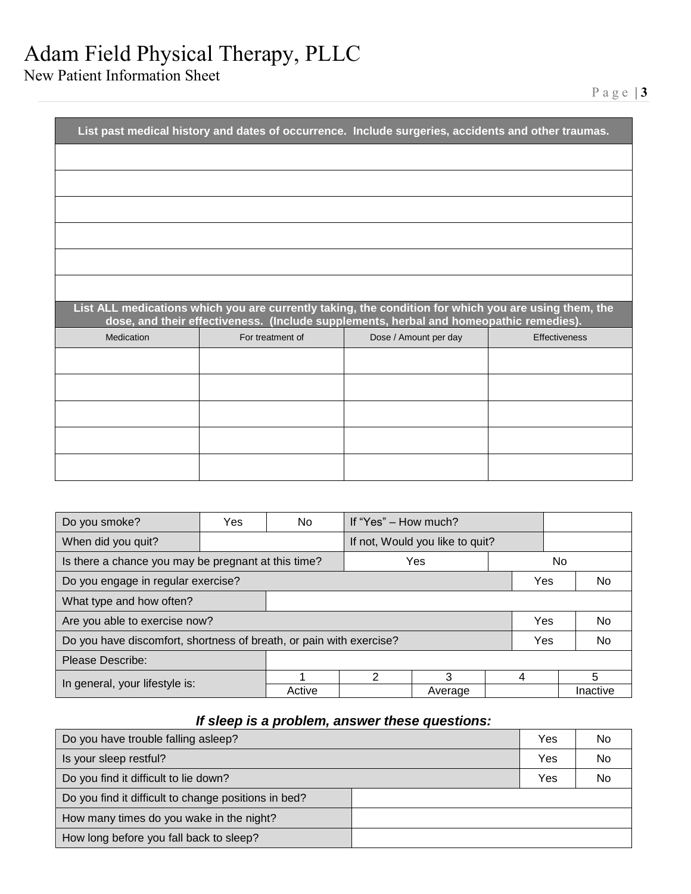# Adam Field Physical Therapy, PLLC

## New Patient Information Sheet

| List past medical history and dates of occurrence. Include surgeries, accidents and other traumas. |
|---|
| |
| |
| |
| |
| |
| |

**List ALL medications which you are currently taking, the condition for which you are using them, the dose, and their effectiveness. (Include supplements, herbal and homeopathic remedies).**

| Medication | For treatment of | Dose / Amount per day | Effectiveness |
|---|---|---|---|
| | | | |
| | | | |
| | | | |
| | | | |
| | | | |

| Do you smoke? | Yes | No | If "Yes" – How much? | |
|---|---|---|---|---|
| When did you quit? | | | If not, Would you like to quit? | |

| Is there a chance you may be pregnant at this time? | Yes | No |
|---|---|---|

| Do you engage in regular exercise? | Yes | No |
|---|---|---|
| What type and how often? | | |
| Are you able to exercise now? | Yes | No |
| Do you have discomfort, shortness of breath, or pain with exercise? | Yes | No |
| Please Describe: | | |

| In general, your lifestyle is: | 1 | 2 | 3 | 4 | 5 |
|---|---|---|---|---|---|
| | Active | | Average | | Inactive |

### *If sleep is a problem, answer these questions:*

| Do you have trouble falling asleep? | Yes | No |
|---|---|---|
| Is your sleep restful? | Yes | No |
| Do you find it difficult to lie down? | Yes | No |
| Do you find it difficult to change positions in bed? | | |
| How many times do you wake in the night? | | |
| How long before you fall back to sleep? | | |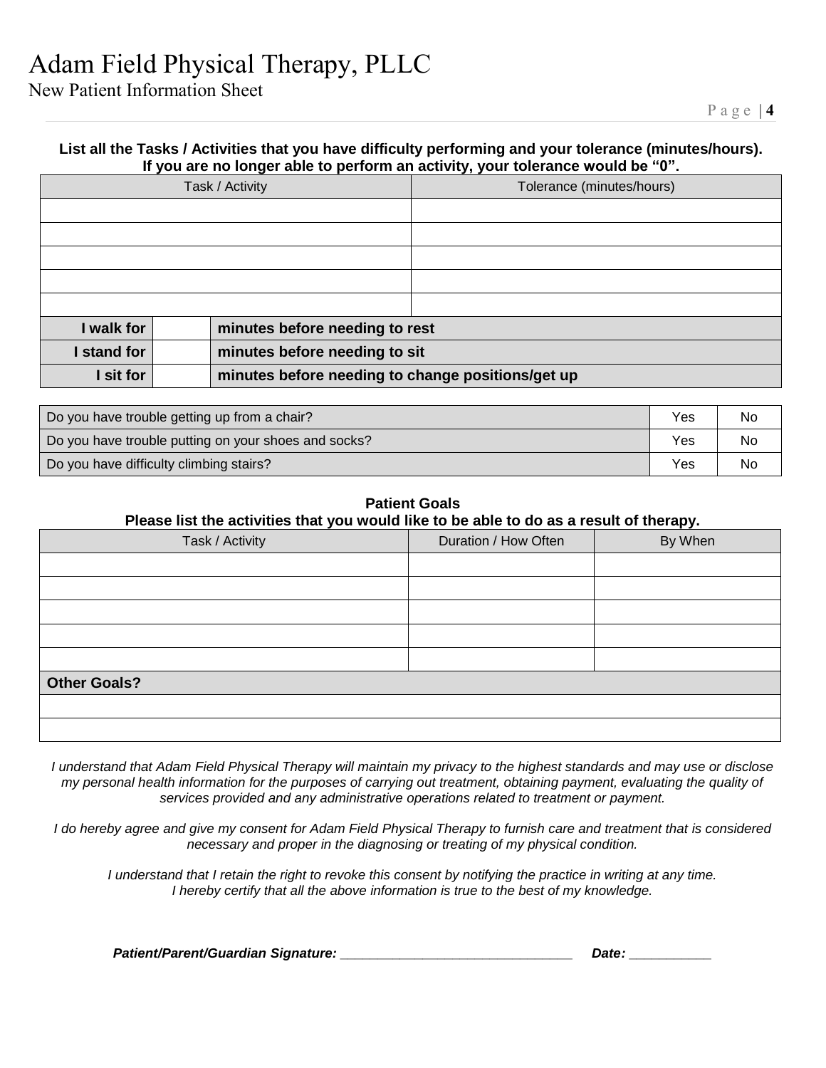# Adam Field Physical Therapy, PLLC

New Patient Information Sheet

**List all the Tasks / Activities that you have difficulty performing and your tolerance (minutes/hours). If you are no longer able to perform an activity, your tolerance would be "0".**

| Task / Activity | Tolerance (minutes/hours) |
|---|---|
| | |
| | |
| | |
| | |
| | |

| | | |
|---|---|---|
| **I walk for** | | **minutes before needing to rest** |
| **I stand for** | | **minutes before needing to sit** |
| **I sit for** | | **minutes before needing to change positions/get up** |

| | | |
|---|---|---|
| Do you have trouble getting up from a chair? | Yes | No |
| Do you have trouble putting on your shoes and socks? | Yes | No |
| Do you have difficulty climbing stairs? | Yes | No |

**Patient Goals**

**Please list the activities that you would like to be able to do as a result of therapy.**

| Task / Activity | Duration / How Often | By When |
|---|---|---|
| | | |
| | | |
| | | |
| | | |
| | | |
| **Other Goals?** | | |
| | | |
| | | |

*I understand that Adam Field Physical Therapy will maintain my privacy to the highest standards and may use or disclose my personal health information for the purposes of carrying out treatment, obtaining payment, evaluating the quality of services provided and any administrative operations related to treatment or payment.*

*I do hereby agree and give my consent for Adam Field Physical Therapy to furnish care and treatment that is considered necessary and proper in the diagnosing or treating of my physical condition.*

*I understand that I retain the right to revoke this consent by notifying the practice in writing at any time. I hereby certify that all the above information is true to the best of my knowledge.*

***Patient/Parent/Guardian Signature:*** _______________________________ ***Date:*** ___________